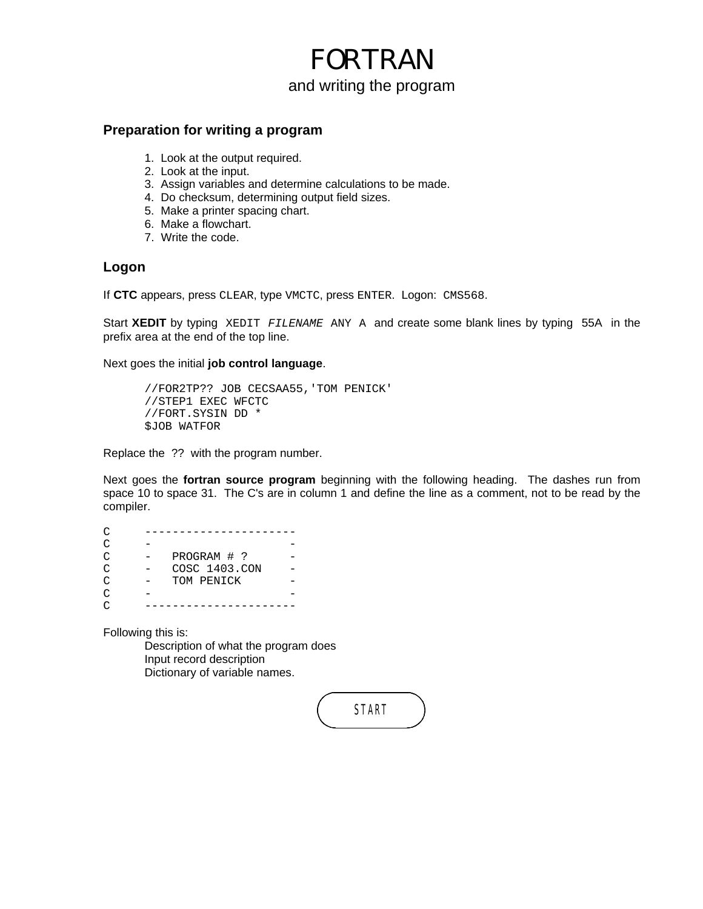# FORTRAN

and writing the program

### Preparation for writing a program

1. Look at the output required.
2. Look at the input.
3. Assign variables and determine calculations to be made.
4. Do checksum, determining output field sizes.
5. Make a printer spacing chart.
6. Make a flowchart.
7. Write the code.

### Logon

If **CTC** appears, press `CLEAR`, type `VMCTC`, press `ENTER`. Logon: `CMS568`.

Start **XEDIT** by typing `XEDIT` *`FILENAME`* `ANY A` and create some blank lines by typing 55A in the prefix area at the end of the top line.

Next goes the initial **job control language**.

```
//FOR2TP?? JOB CECSAA55,'TOM PENICK'
//STEP1 EXEC WFCTC
//FORT.SYSIN DD *
$JOB WATFOR
```

Replace the ?? with the program number.

Next goes the **fortran source program** beginning with the following heading. The dashes run from space 10 to space 31. The C's are in column 1 and define the line as a comment, not to be read by the compiler.

```
C        ----------------------
C        -                    -
C        -   PROGRAM # ?      -
C        -   COSC 1403.CON    -
C        -   TOM PENICK       -
C        -                    -
C        ----------------------
```

Following this is:

Description of what the program does
Input record description
Dictionary of variable names.

START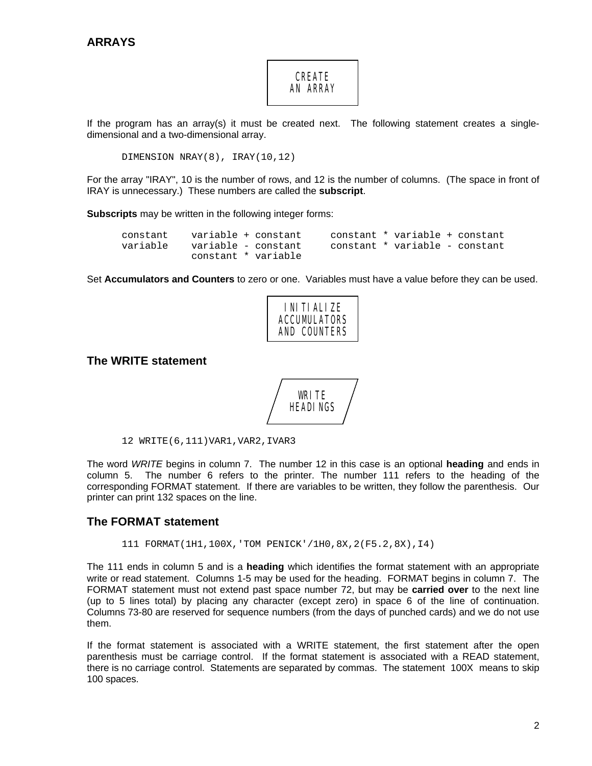## ARRAYS

CREATE
AN ARRAY

If the program has an array(s) it must be created next. The following statement creates a single-dimensional and a two-dimensional array.

```
DIMENSION NRAY(8), IRAY(10,12)
```

For the array "IRAY", 10 is the number of rows, and 12 is the number of columns. (The space in front of IRAY is unnecessary.) These numbers are called the **subscript**.

**Subscripts** may be written in the following integer forms:

```
constant    variable + constant     constant * variable + constant
variable    variable - constant     constant * variable - constant
            constant * variable
```

Set **Accumulators and Counters** to zero or one. Variables must have a value before they can be used.

INITIALIZE
ACCUMULATORS
AND COUNTERS

## The WRITE statement

WRITE
HEADINGS

```
12 WRITE(6,111)VAR1,VAR2,IVAR3
```

The word *WRITE* begins in column 7. The number 12 in this case is an optional **heading** and ends in column 5. The number 6 refers to the printer. The number 111 refers to the heading of the corresponding FORMAT statement. If there are variables to be written, they follow the parenthesis. Our printer can print 132 spaces on the line.

## The FORMAT statement

```
111 FORMAT(1H1,100X,'TOM PENICK'/1H0,8X,2(F5.2,8X),I4)
```

The 111 ends in column 5 and is a **heading** which identifies the format statement with an appropriate write or read statement. Columns 1-5 may be used for the heading. FORMAT begins in column 7. The FORMAT statement must not extend past space number 72, but may be **carried over** to the next line (up to 5 lines total) by placing any character (except zero) in space 6 of the line of continuation. Columns 73-80 are reserved for sequence numbers (from the days of punched cards) and we do not use them.

If the format statement is associated with a WRITE statement, the first statement after the open parenthesis must be carriage control. If the format statement is associated with a READ statement, there is no carriage control. Statements are separated by commas. The statement 100X means to skip 100 spaces.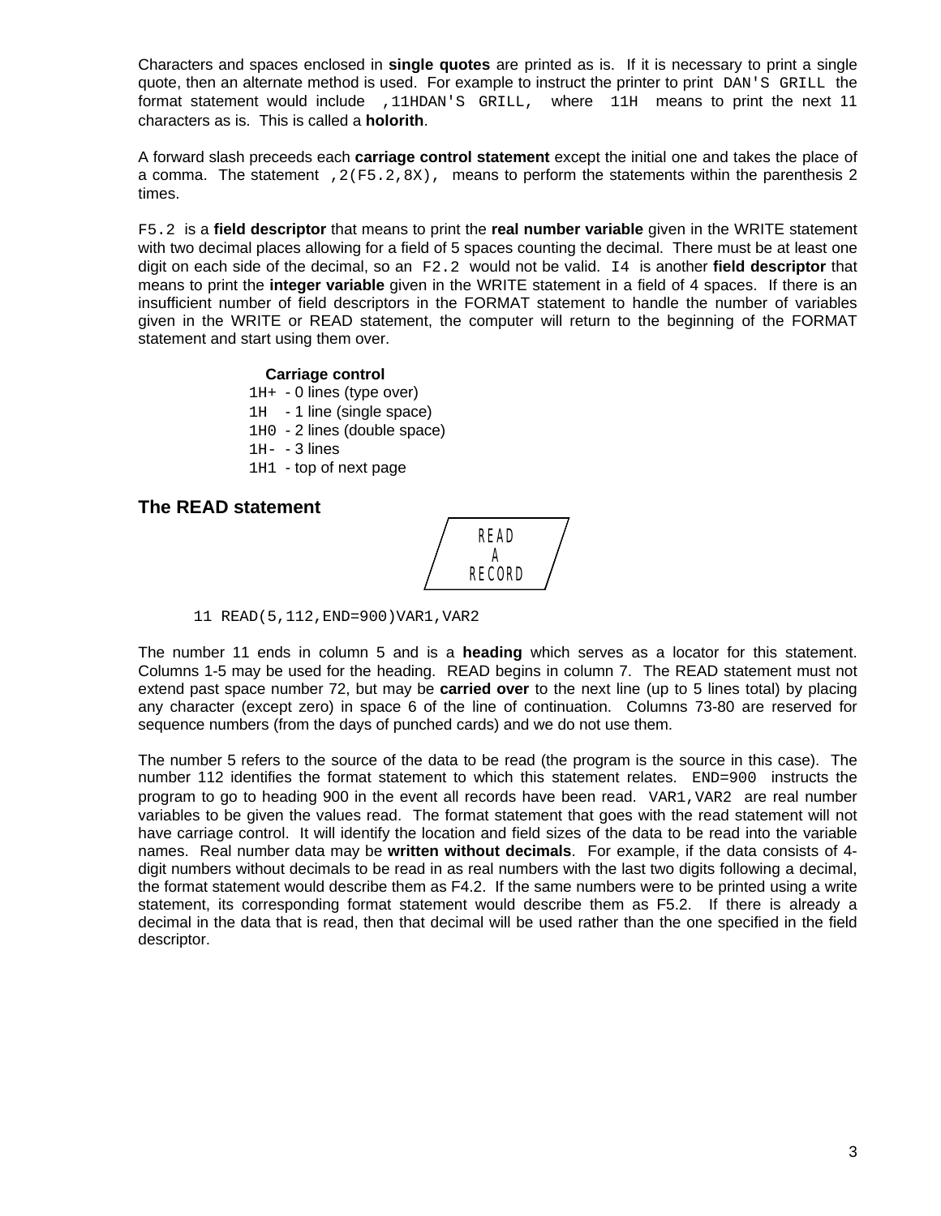Characters and spaces enclosed in **single quotes** are printed as is. If it is necessary to print a single quote, then an alternate method is used. For example to instruct the printer to print `DAN'S GRILL` the format statement would include `,11HDAN'S GRILL,` where `11H` means to print the next 11 characters as is. This is called a **holorith**.

A forward slash preceeds each **carriage control statement** except the initial one and takes the place of a comma. The statement `,2(F5.2,8X),` means to perform the statements within the parenthesis 2 times.

`F5.2` is a **field descriptor** that means to print the **real number variable** given in the WRITE statement with two decimal places allowing for a field of 5 spaces counting the decimal. There must be at least one digit on each side of the decimal, so an `F2.2` would not be valid. `I4` is another **field descriptor** that means to print the **integer variable** given in the WRITE statement in a field of 4 spaces. If there is an insufficient number of field descriptors in the FORMAT statement to handle the number of variables given in the WRITE or READ statement, the computer will return to the beginning of the FORMAT statement and start using them over.

**Carriage control**

`1H+` - 0 lines (type over)
`1H ` - 1 line (single space)
`1H0` - 2 lines (double space)
`1H-` - 3 lines
`1H1` - top of next page

## The READ statement

READ A RECORD

```
      11 READ(5,112,END=900)VAR1,VAR2
```

The number 11 ends in column 5 and is a **heading** which serves as a locator for this statement. Columns 1-5 may be used for the heading. READ begins in column 7. The READ statement must not extend past space number 72, but may be **carried over** to the next line (up to 5 lines total) by placing any character (except zero) in space 6 of the line of continuation. Columns 73-80 are reserved for sequence numbers (from the days of punched cards) and we do not use them.

The number 5 refers to the source of the data to be read (the program is the source in this case). The number 112 identifies the format statement to which this statement relates. `END=900` instructs the program to go to heading 900 in the event all records have been read. `VAR1,VAR2` are real number variables to be given the values read. The format statement that goes with the read statement will not have carriage control. It will identify the location and field sizes of the data to be read into the variable names. Real number data may be **written without decimals**. For example, if the data consists of 4-digit numbers without decimals to be read in as real numbers with the last two digits following a decimal, the format statement would describe them as F4.2. If the same numbers were to be printed using a write statement, its corresponding format statement would describe them as F5.2. If there is already a decimal in the data that is read, then that decimal will be used rather than the one specified in the field descriptor.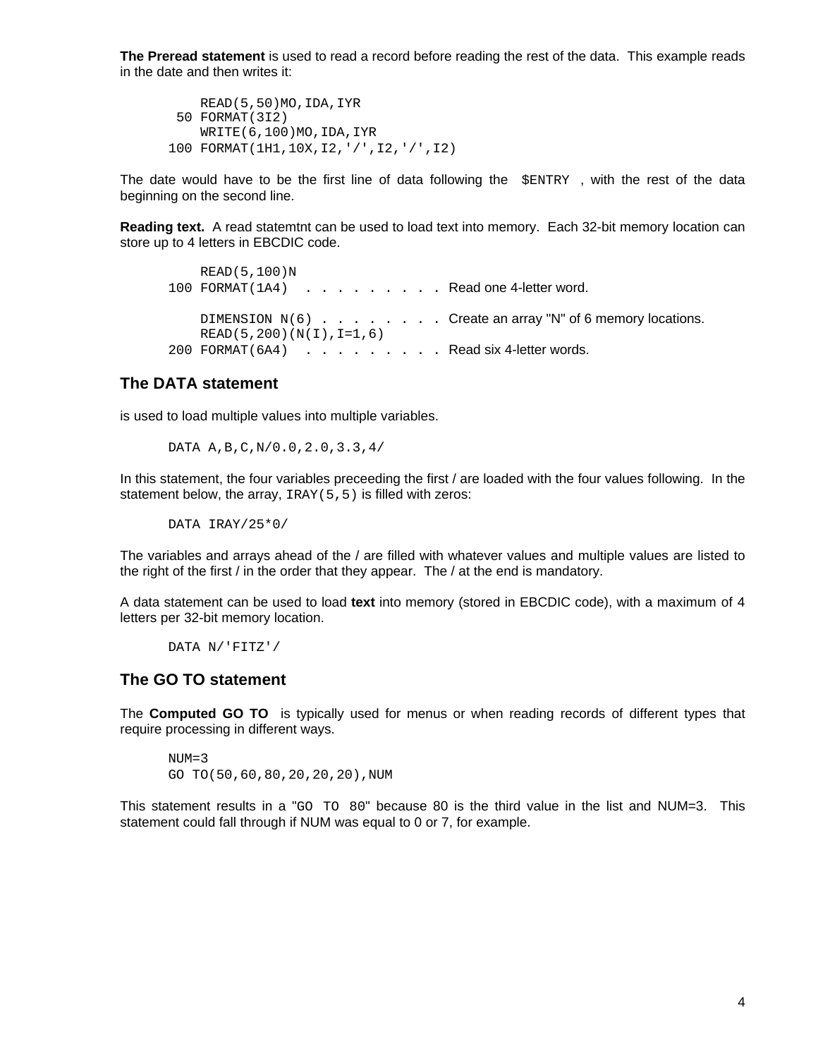**The Preread statement** is used to read a record before reading the rest of the data.  This example reads in the date and then writes it:

```
    READ(5,50)MO,IDA,IYR
 50 FORMAT(3I2)
    WRITE(6,100)MO,IDA,IYR
100 FORMAT(1H1,10X,I2,'/',I2,'/',I2)
```

The date would have to be the first line of data following the `$ENTRY` , with the rest of the data beginning on the second line.

**Reading text.** A read statemtnt can be used to load text into memory.  Each 32-bit memory location can store up to 4 letters in EBCDIC code.

```
    READ(5,100)N
100 FORMAT(1A4)  . . . . . . . . . Read one 4-letter word.

    DIMENSION N(6) . . . . . . . . Create an array "N" of 6 memory locations.
    READ(5,200)(N(I),I=1,6)
200 FORMAT(6A4)  . . . . . . . . . Read six 4-letter words.
```

## The DATA statement

is used to load multiple values into multiple variables.

```
DATA A,B,C,N/0.0,2.0,3.3,4/
```

In this statement, the four variables preceeding the first / are loaded with the four values following.  In the statement below, the array, `IRAY(5,5)` is filled with zeros:

```
DATA IRAY/25*0/
```

The variables and arrays ahead of the / are filled with whatever values and multiple values are listed to the right of the first / in the order that they appear.  The / at the end is mandatory.

A data statement can be used to load **text** into memory (stored in EBCDIC code), with a maximum of 4 letters per 32-bit memory location.

```
DATA N/'FITZ'/
```

## The GO TO statement

The **Computed GO TO** is typically used for menus or when reading records of different types that require processing in different ways.

```
NUM=3
GO TO(50,60,80,20,20,20),NUM
```

This statement results in a "`GO TO 80`" because 80 is the third value in the list and NUM=3.  This statement could fall through if NUM was equal to 0 or 7, for example.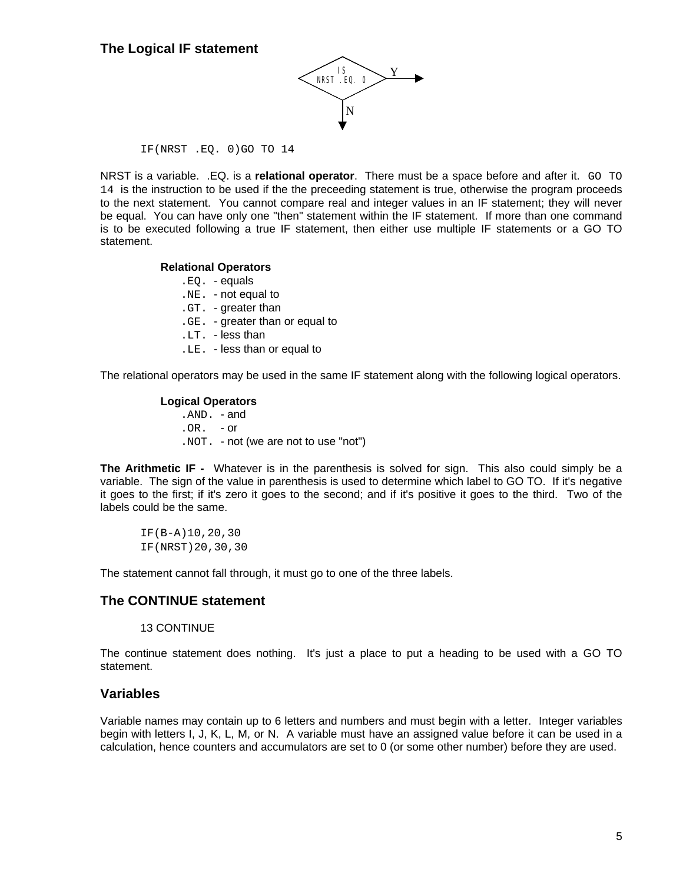## The Logical IF statement

```
IF(NRST .EQ. 0)GO TO 14
```

NRST is a variable. .EQ. is a **relational operator**. There must be a space before and after it. `GO TO 14` is the instruction to be used if the the preceeding statement is true, otherwise the program proceeds to the next statement. You cannot compare real and integer values in an IF statement; they will never be equal. You can have only one "then" statement within the IF statement. If more than one command is to be executed following a true IF statement, then either use multiple IF statements or a GO TO statement.

**Relational Operators**

- `.EQ.` - equals
- `.NE.` - not equal to
- `.GT.` - greater than
- `.GE.` - greater than or equal to
- `.LT.` - less than
- `.LE.` - less than or equal to

The relational operators may be used in the same IF statement along with the following logical operators.

**Logical Operators**

- `.AND.` - and
- `.OR.` - or
- `.NOT.` - not (we are not to use "not")

**The Arithmetic IF -** Whatever is in the parenthesis is solved for sign. This also could simply be a variable. The sign of the value in parenthesis is used to determine which label to GO TO. If it's negative it goes to the first; if it's zero it goes to the second; and if it's positive it goes to the third. Two of the labels could be the same.

```
IF(B-A)10,20,30
IF(NRST)20,30,30
```

The statement cannot fall through, it must go to one of the three labels.

## The CONTINUE statement

```
13 CONTINUE
```

The continue statement does nothing. It's just a place to put a heading to be used with a GO TO statement.

## Variables

Variable names may contain up to 6 letters and numbers and must begin with a letter. Integer variables begin with letters I, J, K, L, M, or N. A variable must have an assigned value before it can be used in a calculation, hence counters and accumulators are set to 0 (or some other number) before they are used.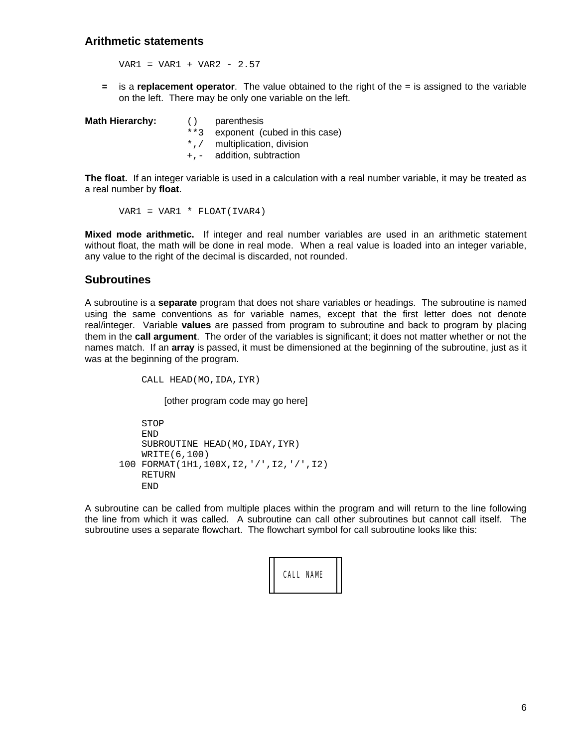### Arithmetic statements

```
VAR1 = VAR1 + VAR2 - 2.57
```

- **=** is a **replacement operator**. The value obtained to the right of the = is assigned to the variable on the left. There may be only one variable on the left.

**Math Hierarchy:**

| | |
|---|---|
| `()` | parenthesis |
| `**3` | exponent (cubed in this case) |
| `*,/` | multiplication, division |
| `+,-` | addition, subtraction |

**The float.** If an integer variable is used in a calculation with a real number variable, it may be treated as a real number by **float**.

```
VAR1 = VAR1 * FLOAT(IVAR4)
```

**Mixed mode arithmetic.** If integer and real number variables are used in an arithmetic statement without float, the math will be done in real mode. When a real value is loaded into an integer variable, any value to the right of the decimal is discarded, not rounded.

### Subroutines

A subroutine is a **separate** program that does not share variables or headings. The subroutine is named using the same conventions as for variable names, except that the first letter does not denote real/integer. Variable **values** are passed from program to subroutine and back to program by placing them in the **call argument**. The order of the variables is significant; it does not matter whether or not the names match. If an **array** is passed, it must be dimensioned at the beginning of the subroutine, just as it was at the beginning of the program.

```
      CALL HEAD(MO,IDA,IYR)

           [other program code may go here]

      STOP
      END
      SUBROUTINE HEAD(MO,IDAY,IYR)
      WRITE(6,100)
  100 FORMAT(1H1,100X,I2,'/',I2,'/',I2)
      RETURN
      END
```

A subroutine can be called from multiple places within the program and will return to the line following the line from which it was called. A subroutine can call other subroutines but cannot call itself. The subroutine uses a separate flowchart. The flowchart symbol for call subroutine looks like this:

CALL NAME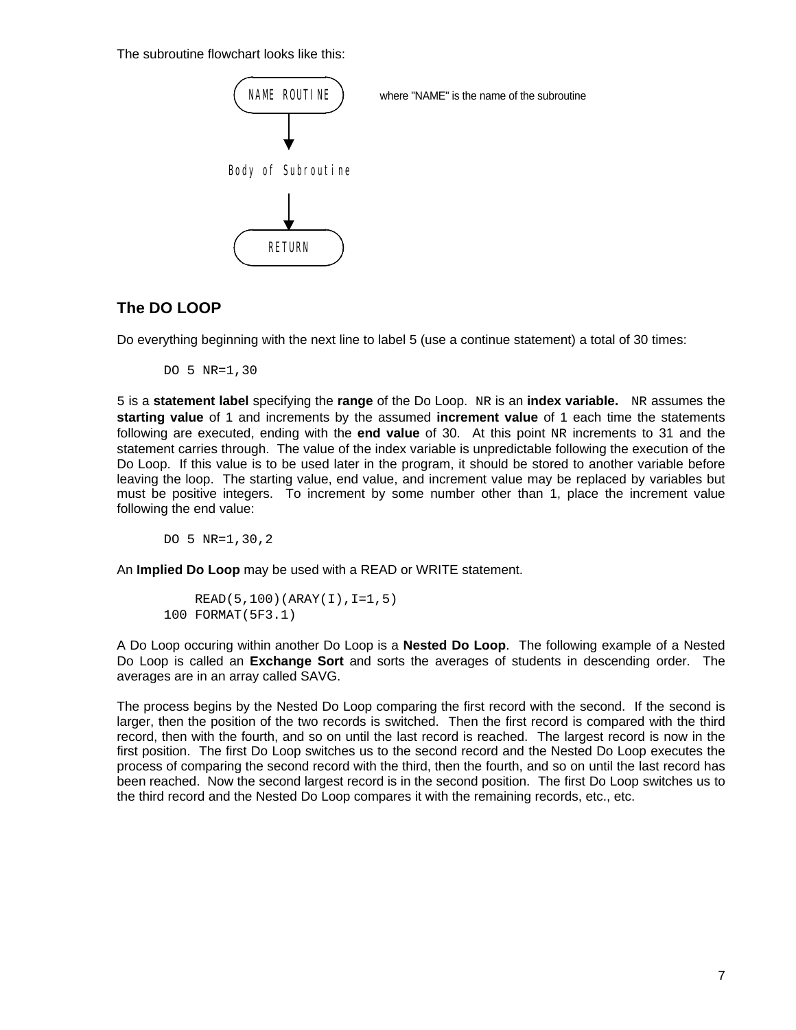The subroutine flowchart looks like this:

```
( NAME ROUTINE )      where "NAME" is the name of the subroutine
       |
       v
Body of Subroutine
       |
       v
(    RETURN     )
```

## The DO LOOP

Do everything beginning with the next line to label 5 (use a continue statement) a total of 30 times:

```
DO 5 NR=1,30
```

5 is a **statement label** specifying the **range** of the Do Loop. `NR` is an **index variable.** `NR` assumes the **starting value** of 1 and increments by the assumed **increment value** of 1 each time the statements following are executed, ending with the **end value** of 30. At this point `NR` increments to 31 and the statement carries through. The value of the index variable is unpredictable following the execution of the Do Loop. If this value is to be used later in the program, it should be stored to another variable before leaving the loop. The starting value, end value, and increment value may be replaced by variables but must be positive integers. To increment by some number other than 1, place the increment value following the end value:

```
DO 5 NR=1,30,2
```

An **Implied Do Loop** may be used with a READ or WRITE statement.

```
    READ(5,100)(ARAY(I),I=1,5)
100 FORMAT(5F3.1)
```

A Do Loop occuring within another Do Loop is a **Nested Do Loop**. The following example of a Nested Do Loop is called an **Exchange Sort** and sorts the averages of students in descending order. The averages are in an array called SAVG.

The process begins by the Nested Do Loop comparing the first record with the second. If the second is larger, then the position of the two records is switched. Then the first record is compared with the third record, then with the fourth, and so on until the last record is reached. The largest record is now in the first position. The first Do Loop switches us to the second record and the Nested Do Loop executes the process of comparing the second record with the third, then the fourth, and so on until the last record has been reached. Now the second largest record is in the second position. The first Do Loop switches us to the third record and the Nested Do Loop compares it with the remaining records, etc., etc.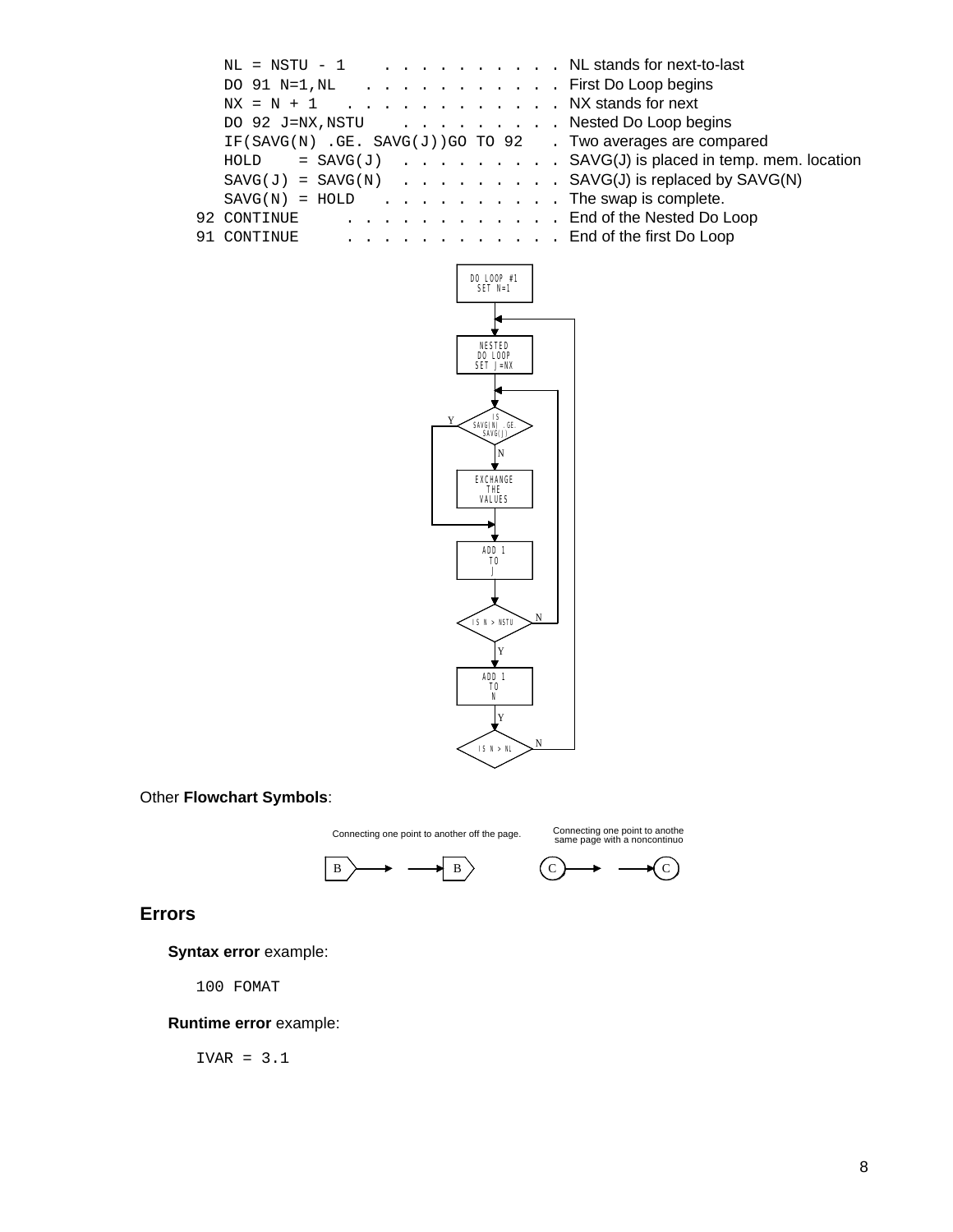```
      NL = NSTU - 1     . . . . . . . . . . NL stands for next-to-last
      DO 91 N=1,NL    . . . . . . . . . . . First Do Loop begins
      NX = N + 1   . . . . . . . . . . . . NX stands for next
      DO 92 J=NX,NSTU    . . . . . . . . . Nested Do Loop begins
      IF(SAVG(N) .GE. SAVG(J))GO TO 92   . Two averages are compared
      HOLD    = SAVG(J)  . . . . . . . . . SAVG(J) is placed in temp. mem. location
      SAVG(J) = SAVG(N)  . . . . . . . . . SAVG(J) is replaced by SAVG(N)
      SAVG(N) = HOLD   . . . . . . . . . . The swap is complete.
   92 CONTINUE     . . . . . . . . . . . . End of the Nested Do Loop
   91 CONTINUE     . . . . . . . . . . . . End of the first Do Loop
```

DO LOOP #1 SET N=1 → NESTED DO LOOP SET J=NX → IS SAVG(N) .GE. SAVG(J) (Y / N) → EXCHANGE THE VALUES → ADD 1 TO J → IS N > NSTU (N / Y) → ADD 1 TO N → IS N > NL (N / Y)

Other **Flowchart Symbols**:

Connecting one point to another off the page. B → B

Connecting one point to anothe same page with a noncontinuo C → C

## Errors

**Syntax error** example:

```
100 FOMAT
```

**Runtime error** example:

```
IVAR = 3.1
```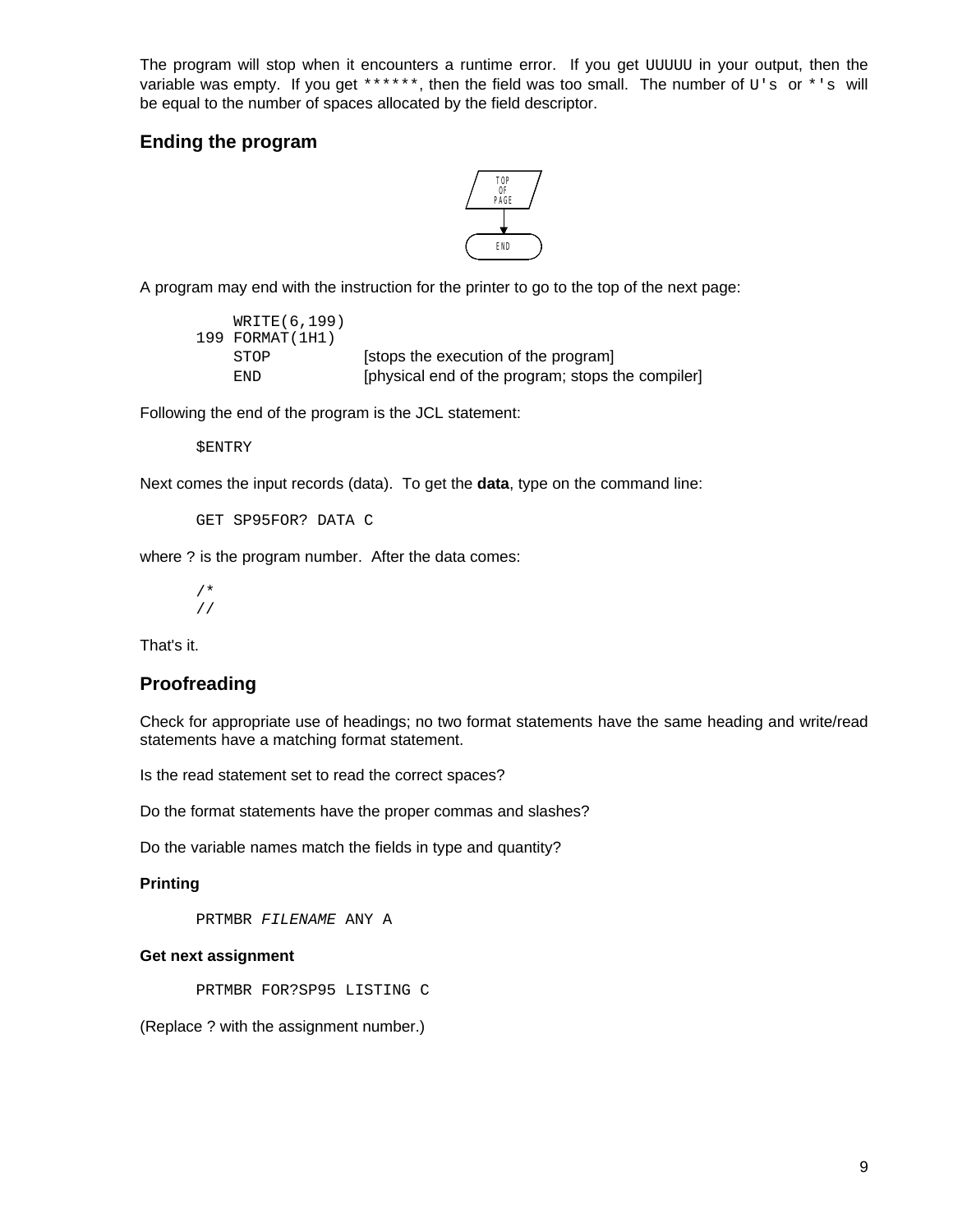The program will stop when it encounters a runtime error. If you get UUUUU in your output, then the variable was empty. If you get ******, then the field was too small. The number of U's or *'s will be equal to the number of spaces allocated by the field descriptor.

## Ending the program

TOP OF PAGE → END

A program may end with the instruction for the printer to go to the top of the next page:

```
    WRITE(6,199)
199 FORMAT(1H1)
    STOP          [stops the execution of the program]
    END           [physical end of the program; stops the compiler]
```

Following the end of the program is the JCL statement:

```
$ENTRY
```

Next comes the input records (data). To get the **data**, type on the command line:

```
GET SP95FOR? DATA C
```

where ? is the program number. After the data comes:

```
/*
//
```

That's it.

## Proofreading

Check for appropriate use of headings; no two format statements have the same heading and write/read statements have a matching format statement.

Is the read statement set to read the correct spaces?

Do the format statements have the proper commas and slashes?

Do the variable names match the fields in type and quantity?

### Printing

PRTMBR *FILENAME* ANY A

### Get next assignment

```
PRTMBR FOR?SP95 LISTING C
```

(Replace ? with the assignment number.)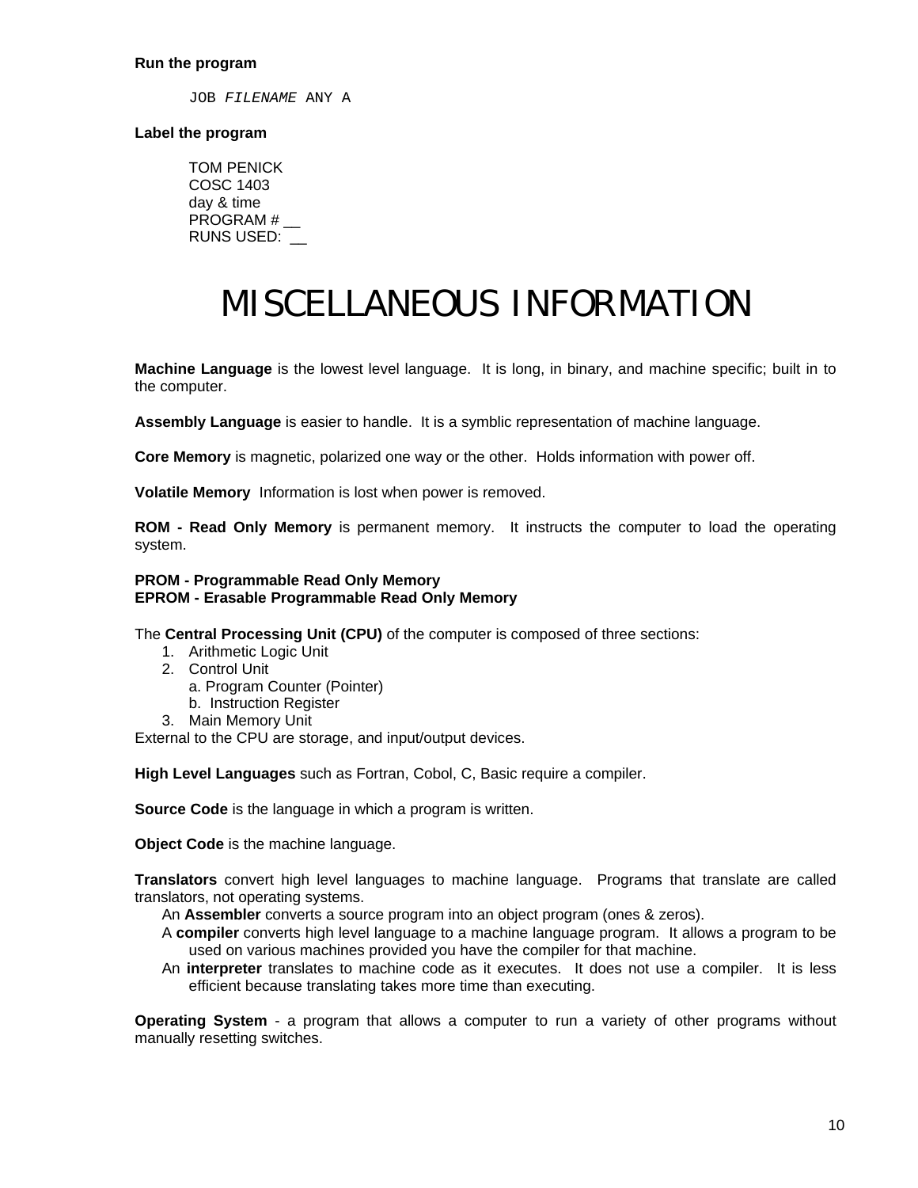**Run the program**

```
JOB FILENAME ANY A
```

**Label the program**

TOM PENICK
COSC 1403
day & time
PROGRAM # __
RUNS USED: __

# MISCELLANEOUS INFORMATION

**Machine Language** is the lowest level language. It is long, in binary, and machine specific; built in to the computer.

**Assembly Language** is easier to handle. It is a symblic representation of machine language.

**Core Memory** is magnetic, polarized one way or the other. Holds information with power off.

**Volatile Memory** Information is lost when power is removed.

**ROM - Read Only Memory** is permanent memory. It instructs the computer to load the operating system.

**PROM - Programmable Read Only Memory**
**EPROM - Erasable Programmable Read Only Memory**

The **Central Processing Unit (CPU)** of the computer is composed of three sections:

1. Arithmetic Logic Unit
2. Control Unit
   a. Program Counter (Pointer)
   b. Instruction Register
3. Main Memory Unit

External to the CPU are storage, and input/output devices.

**High Level Languages** such as Fortran, Cobol, C, Basic require a compiler.

**Source Code** is the language in which a program is written.

**Object Code** is the machine language.

**Translators** convert high level languages to machine language. Programs that translate are called translators, not operating systems.

An **Assembler** converts a source program into an object program (ones & zeros).

A **compiler** converts high level language to a machine language program. It allows a program to be used on various machines provided you have the compiler for that machine.

An **interpreter** translates to machine code as it executes. It does not use a compiler. It is less efficient because translating takes more time than executing.

**Operating System** - a program that allows a computer to run a variety of other programs without manually resetting switches.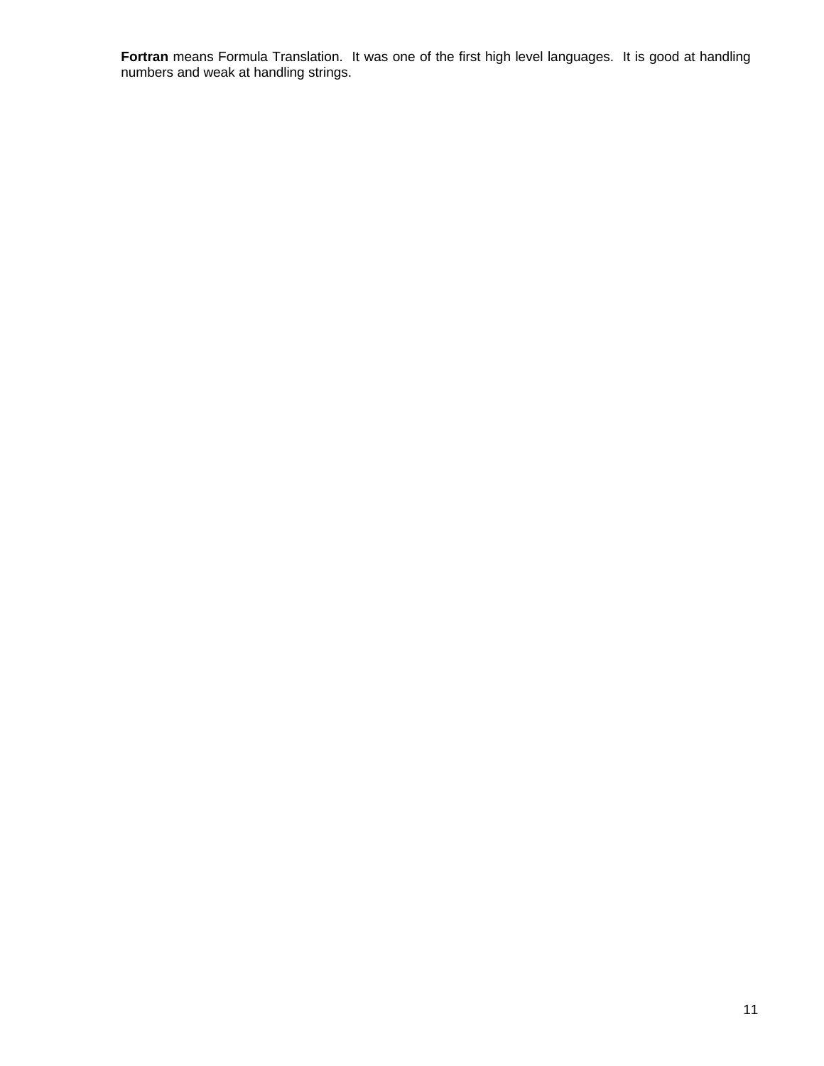**Fortran** means Formula Translation. It was one of the first high level languages. It is good at handling numbers and weak at handling strings.